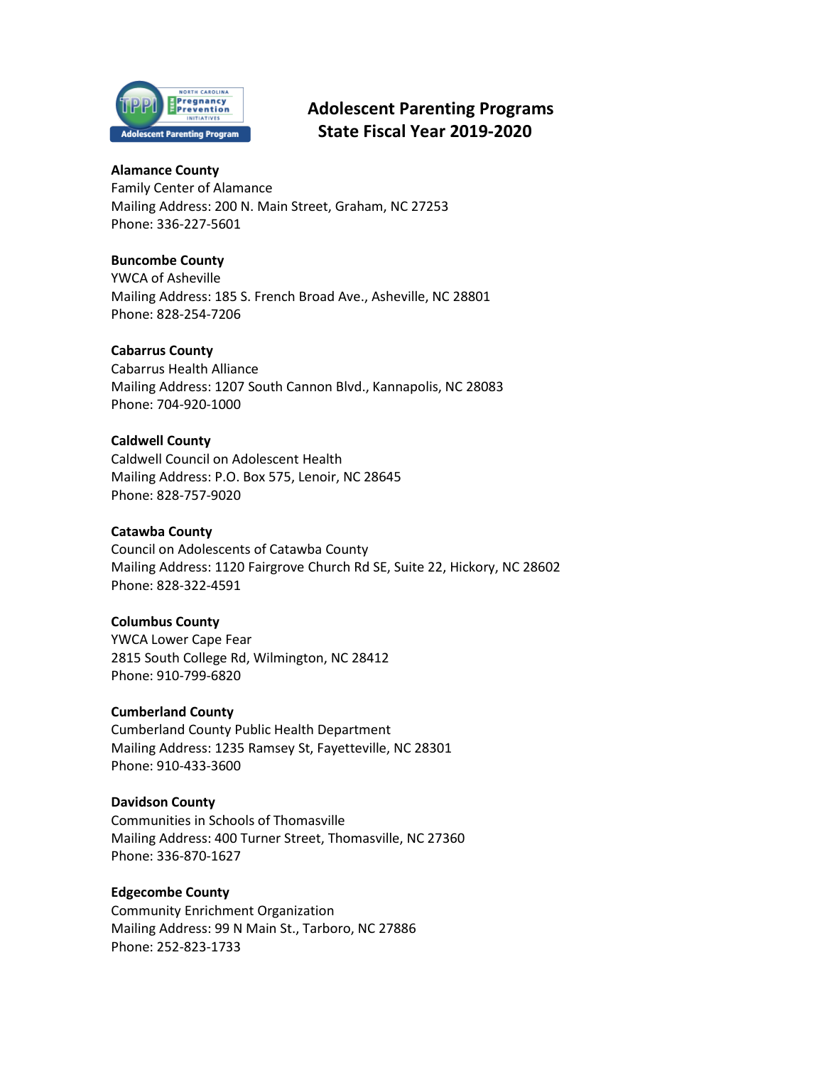# Adolescent Parenting Programs
# State Fiscal Year 2019-2020

**Alamance County**
Family Center of Alamance
Mailing Address: 200 N. Main Street, Graham, NC 27253
Phone: 336-227-5601

**Buncombe County**
YWCA of Asheville
Mailing Address: 185 S. French Broad Ave., Asheville, NC 28801
Phone: 828-254-7206

**Cabarrus County**
Cabarrus Health Alliance
Mailing Address: 1207 South Cannon Blvd., Kannapolis, NC 28083
Phone: 704-920-1000

**Caldwell County**
Caldwell Council on Adolescent Health
Mailing Address: P.O. Box 575, Lenoir, NC 28645
Phone: 828-757-9020

**Catawba County**
Council on Adolescents of Catawba County
Mailing Address: 1120 Fairgrove Church Rd SE, Suite 22, Hickory, NC 28602
Phone: 828-322-4591

**Columbus County**
YWCA Lower Cape Fear
2815 South College Rd, Wilmington, NC 28412
Phone: 910-799-6820

**Cumberland County**
Cumberland County Public Health Department
Mailing Address: 1235 Ramsey St, Fayetteville, NC 28301
Phone: 910-433-3600

**Davidson County**
Communities in Schools of Thomasville
Mailing Address: 400 Turner Street, Thomasville, NC 27360
Phone: 336-870-1627

**Edgecombe County**
Community Enrichment Organization
Mailing Address: 99 N Main St., Tarboro, NC 27886
Phone: 252-823-1733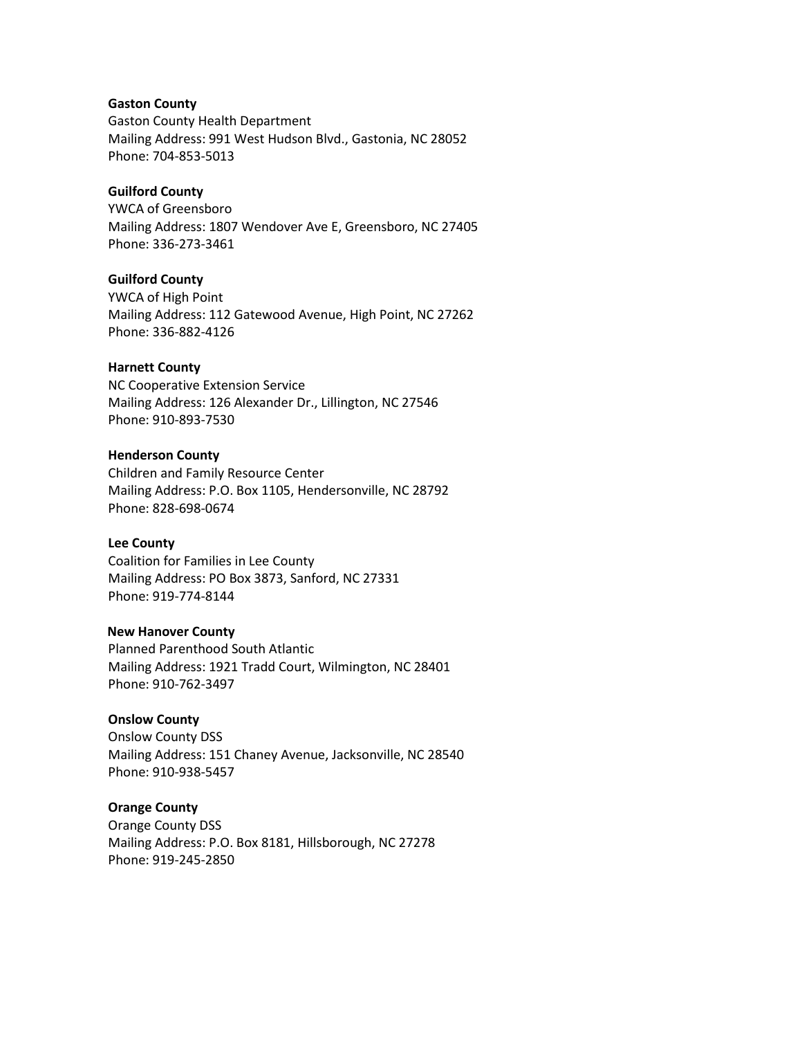**Gaston County**
Gaston County Health Department
Mailing Address: 991 West Hudson Blvd., Gastonia, NC 28052
Phone: 704-853-5013

**Guilford County**
YWCA of Greensboro
Mailing Address: 1807 Wendover Ave E, Greensboro, NC 27405
Phone: 336-273-3461

**Guilford County**
YWCA of High Point
Mailing Address: 112 Gatewood Avenue, High Point, NC 27262
Phone: 336-882-4126

**Harnett County**
NC Cooperative Extension Service
Mailing Address: 126 Alexander Dr., Lillington, NC 27546
Phone: 910-893-7530

**Henderson County**
Children and Family Resource Center
Mailing Address: P.O. Box 1105, Hendersonville, NC 28792
Phone: 828-698-0674

**Lee County**
Coalition for Families in Lee County
Mailing Address: PO Box 3873, Sanford, NC 27331
Phone: 919-774-8144

**New Hanover County**
Planned Parenthood South Atlantic
Mailing Address: 1921 Tradd Court, Wilmington, NC 28401
Phone: 910-762-3497

**Onslow County**
Onslow County DSS
Mailing Address: 151 Chaney Avenue, Jacksonville, NC 28540
Phone: 910-938-5457

**Orange County**
Orange County DSS
Mailing Address: P.O. Box 8181, Hillsborough, NC 27278
Phone: 919-245-2850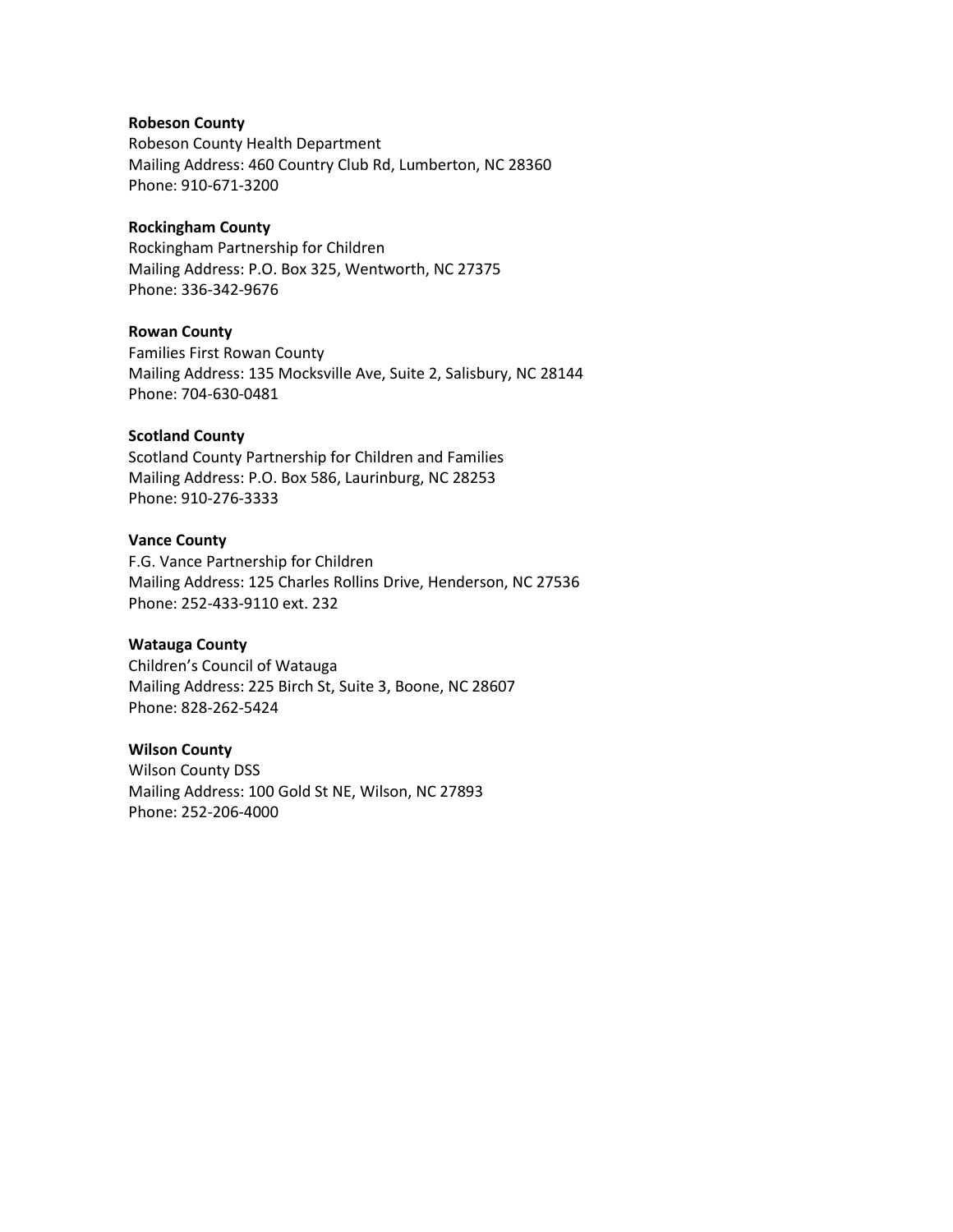**Robeson County**
Robeson County Health Department
Mailing Address: 460 Country Club Rd, Lumberton, NC 28360
Phone: 910-671-3200

**Rockingham County**
Rockingham Partnership for Children
Mailing Address: P.O. Box 325, Wentworth, NC 27375
Phone: 336-342-9676

**Rowan County**
Families First Rowan County
Mailing Address: 135 Mocksville Ave, Suite 2, Salisbury, NC 28144
Phone: 704-630-0481

**Scotland County**
Scotland County Partnership for Children and Families
Mailing Address: P.O. Box 586, Laurinburg, NC 28253
Phone: 910-276-3333

**Vance County**
F.G. Vance Partnership for Children
Mailing Address: 125 Charles Rollins Drive, Henderson, NC 27536
Phone: 252-433-9110 ext. 232

**Watauga County**
Children's Council of Watauga
Mailing Address: 225 Birch St, Suite 3, Boone, NC 28607
Phone: 828-262-5424

**Wilson County**
Wilson County DSS
Mailing Address: 100 Gold St NE, Wilson, NC 27893
Phone: 252-206-4000